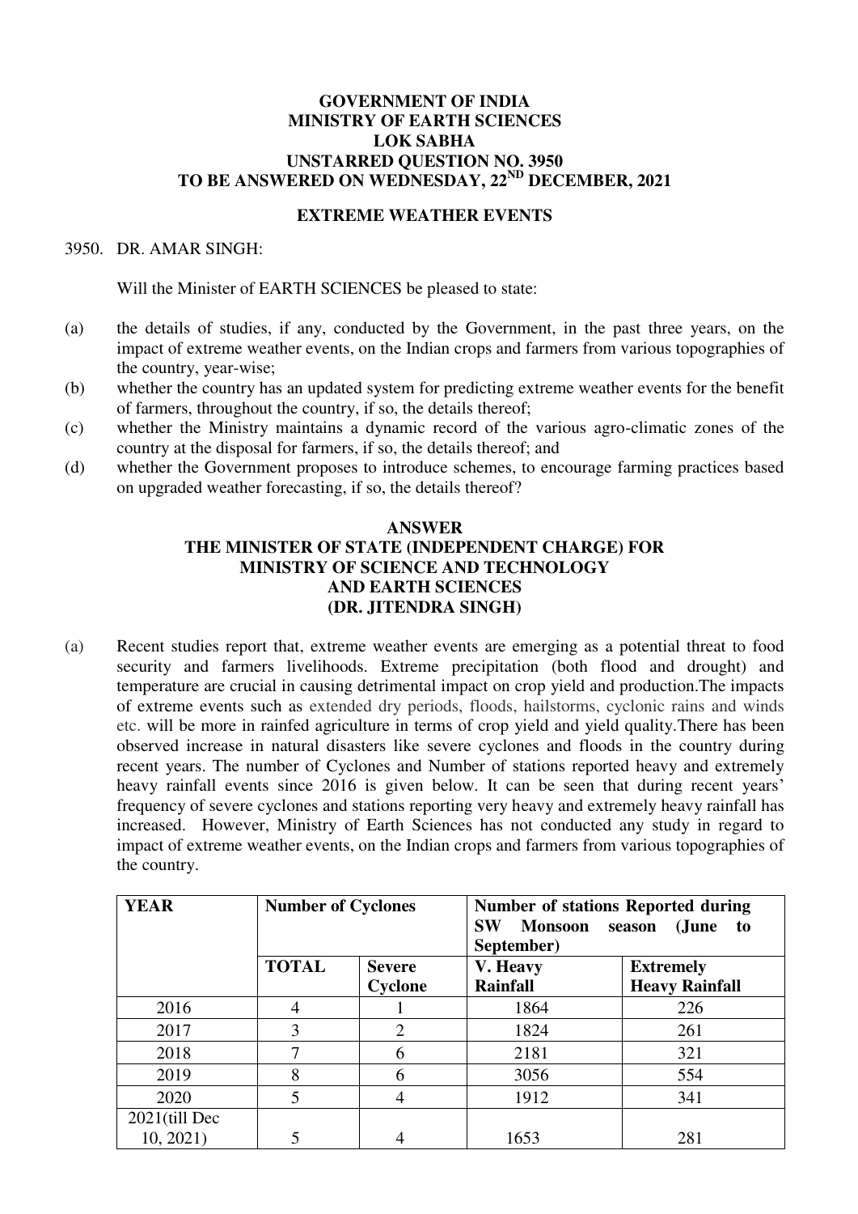**GOVERNMENT OF INDIA**
**MINISTRY OF EARTH SCIENCES**
**LOK SABHA**
**UNSTARRED QUESTION NO. 3950**
**TO BE ANSWERED ON WEDNESDAY, 22ND DECEMBER, 2021**

**EXTREME WEATHER EVENTS**

3950. DR. AMAR SINGH:

Will the Minister of EARTH SCIENCES be pleased to state:

(a) the details of studies, if any, conducted by the Government, in the past three years, on the impact of extreme weather events, on the Indian crops and farmers from various topographies of the country, year-wise;

(b) whether the country has an updated system for predicting extreme weather events for the benefit of farmers, throughout the country, if so, the details thereof;

(c) whether the Ministry maintains a dynamic record of the various agro-climatic zones of the country at the disposal for farmers, if so, the details thereof; and

(d) whether the Government proposes to introduce schemes, to encourage farming practices based on upgraded weather forecasting, if so, the details thereof?

**ANSWER**
**THE MINISTER OF STATE (INDEPENDENT CHARGE) FOR MINISTRY OF SCIENCE AND TECHNOLOGY AND EARTH SCIENCES**
**(DR. JITENDRA SINGH)**

(a) Recent studies report that, extreme weather events are emerging as a potential threat to food security and farmers livelihoods. Extreme precipitation (both flood and drought) and temperature are crucial in causing detrimental impact on crop yield and production.The impacts of extreme events such as extended dry periods, floods, hailstorms, cyclonic rains and winds etc. will be more in rainfed agriculture in terms of crop yield and yield quality.There has been observed increase in natural disasters like severe cyclones and floods in the country during recent years. The number of Cyclones and Number of stations reported heavy and extremely heavy rainfall events since 2016 is given below. It can be seen that during recent years' frequency of severe cyclones and stations reporting very heavy and extremely heavy rainfall has increased. However, Ministry of Earth Sciences has not conducted any study in regard to impact of extreme weather events, on the Indian crops and farmers from various topographies of the country.

| YEAR | Number of Cyclones | | Number of stations Reported during SW Monsoon season (June to September) | |
|---|---|---|---|---|
| | TOTAL | Severe Cyclone | V. Heavy Rainfall | Extremely Heavy Rainfall |
| 2016 | 4 | 1 | 1864 | 226 |
| 2017 | 3 | 2 | 1824 | 261 |
| 2018 | 7 | 6 | 2181 | 321 |
| 2019 | 8 | 6 | 3056 | 554 |
| 2020 | 5 | 4 | 1912 | 341 |
| 2021(till Dec 10, 2021) | 5 | 4 | 1653 | 281 |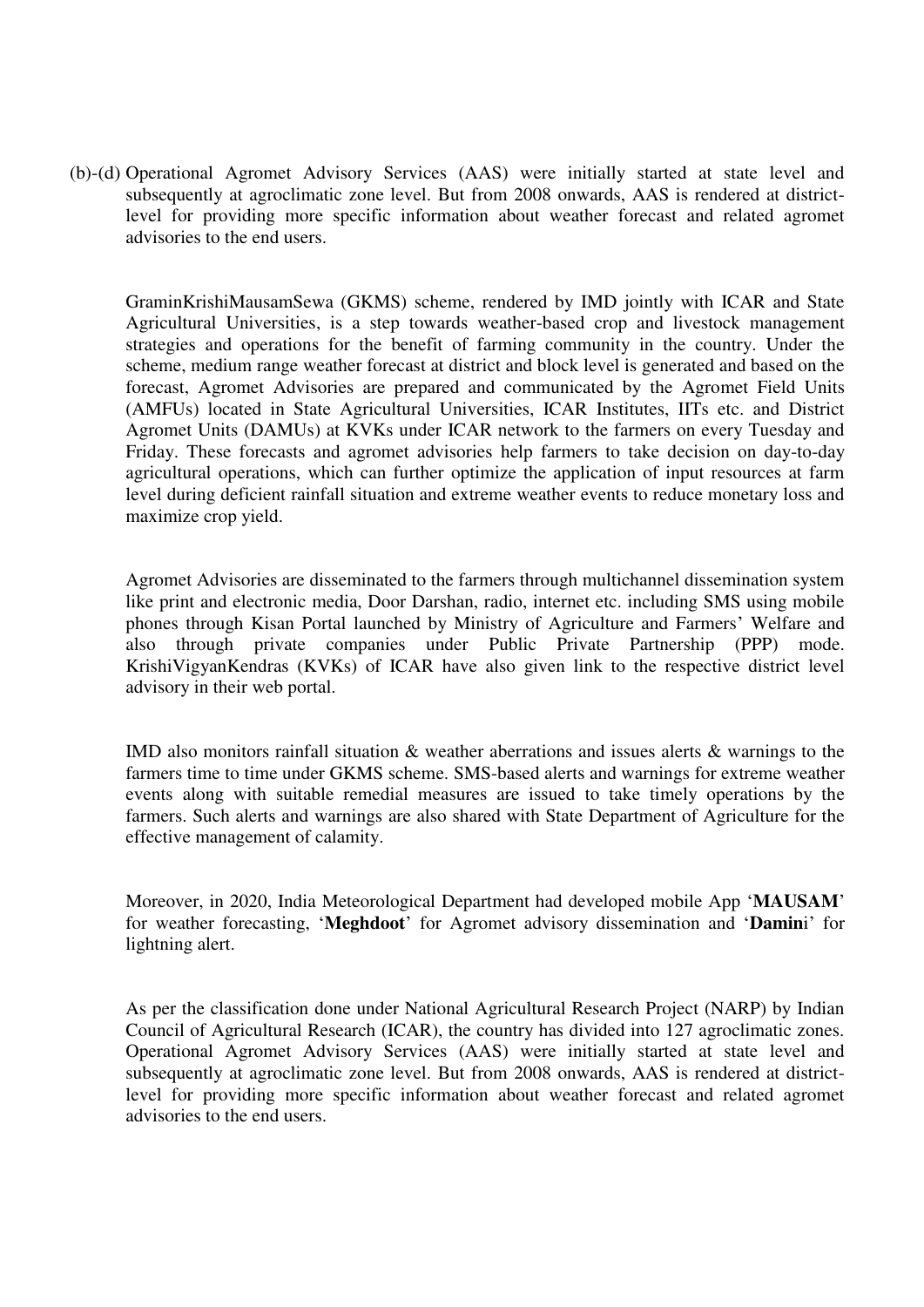(b)-(d) Operational Agromet Advisory Services (AAS) were initially started at state level and subsequently at agroclimatic zone level. But from 2008 onwards, AAS is rendered at district-level for providing more specific information about weather forecast and related agromet advisories to the end users.

GraminKrishiMausamSewa (GKMS) scheme, rendered by IMD jointly with ICAR and State Agricultural Universities, is a step towards weather-based crop and livestock management strategies and operations for the benefit of farming community in the country. Under the scheme, medium range weather forecast at district and block level is generated and based on the forecast, Agromet Advisories are prepared and communicated by the Agromet Field Units (AMFUs) located in State Agricultural Universities, ICAR Institutes, IITs etc. and District Agromet Units (DAMUs) at KVKs under ICAR network to the farmers on every Tuesday and Friday. These forecasts and agromet advisories help farmers to take decision on day-to-day agricultural operations, which can further optimize the application of input resources at farm level during deficient rainfall situation and extreme weather events to reduce monetary loss and maximize crop yield.

Agromet Advisories are disseminated to the farmers through multichannel dissemination system like print and electronic media, Door Darshan, radio, internet etc. including SMS using mobile phones through Kisan Portal launched by Ministry of Agriculture and Farmers' Welfare and also through private companies under Public Private Partnership (PPP) mode. KrishiVigyanKendras (KVKs) of ICAR have also given link to the respective district level advisory in their web portal.

IMD also monitors rainfall situation & weather aberrations and issues alerts & warnings to the farmers time to time under GKMS scheme. SMS-based alerts and warnings for extreme weather events along with suitable remedial measures are issued to take timely operations by the farmers. Such alerts and warnings are also shared with State Department of Agriculture for the effective management of calamity.

Moreover, in 2020, India Meteorological Department had developed mobile App '**MAUSAM**' for weather forecasting, '**Meghdoot**' for Agromet advisory dissemination and '**Damin**i' for lightning alert.

As per the classification done under National Agricultural Research Project (NARP) by Indian Council of Agricultural Research (ICAR), the country has divided into 127 agroclimatic zones. Operational Agromet Advisory Services (AAS) were initially started at state level and subsequently at agroclimatic zone level. But from 2008 onwards, AAS is rendered at district-level for providing more specific information about weather forecast and related agromet advisories to the end users.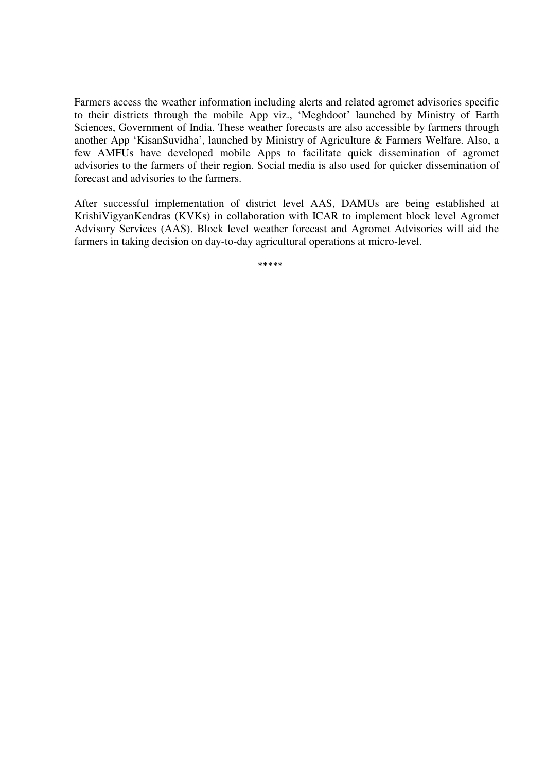Farmers access the weather information including alerts and related agromet advisories specific to their districts through the mobile App viz., 'Meghdoot' launched by Ministry of Earth Sciences, Government of India. These weather forecasts are also accessible by farmers through another App 'KisanSuvidha', launched by Ministry of Agriculture & Farmers Welfare. Also, a few AMFUs have developed mobile Apps to facilitate quick dissemination of agromet advisories to the farmers of their region. Social media is also used for quicker dissemination of forecast and advisories to the farmers.

After successful implementation of district level AAS, DAMUs are being established at KrishiVigyanKendras (KVKs) in collaboration with ICAR to implement block level Agromet Advisory Services (AAS). Block level weather forecast and Agromet Advisories will aid the farmers in taking decision on day-to-day agricultural operations at micro-level.

*****